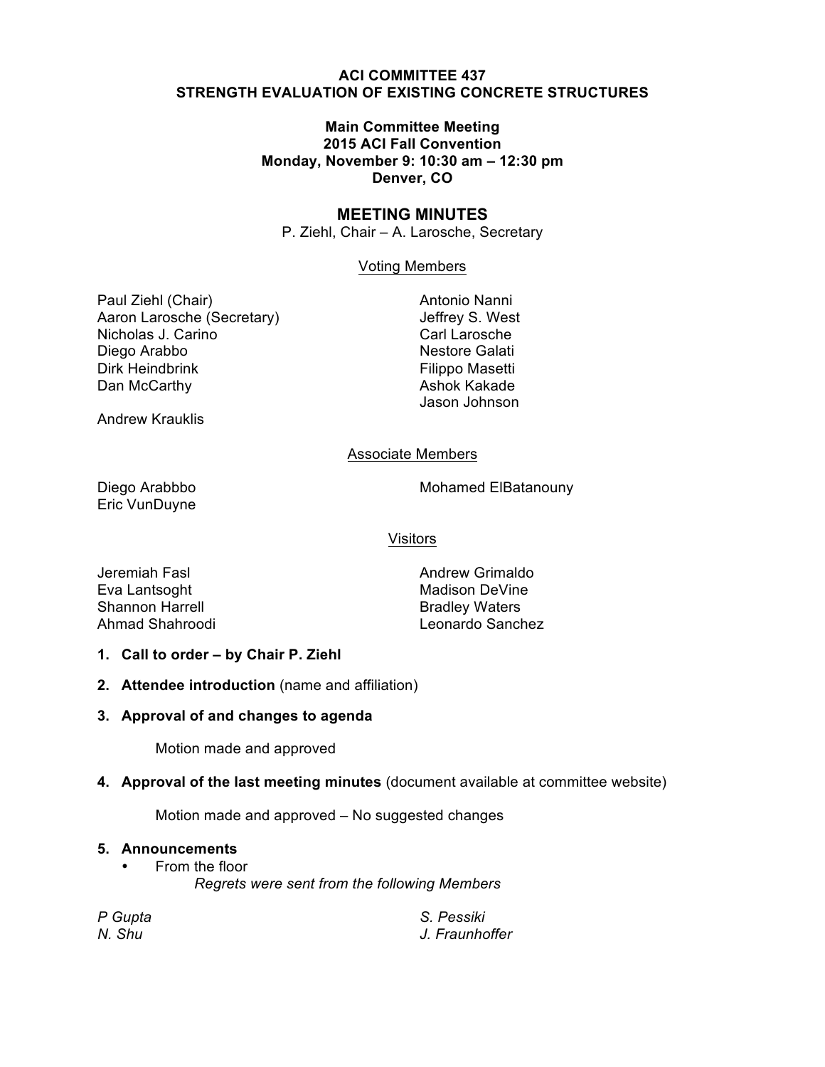**ACI COMMITTEE 437**
**STRENGTH EVALUATION OF EXISTING CONCRETE STRUCTURES**

**Main Committee Meeting**
**2015 ACI Fall Convention**
**Monday, November 9: 10:30 am – 12:30 pm**
**Denver, CO**

# MEETING MINUTES

P. Ziehl, Chair – A. Larosche, Secretary

## Voting Members

Paul Ziehl (Chair)
Aaron Larosche (Secretary)
Nicholas J. Carino
Diego Arabbo
Dirk Heindbrink
Dan McCarthy
Andrew Krauklis
Antonio Nanni
Jeffrey S. West
Carl Larosche
Nestore Galati
Filippo Masetti
Ashok Kakade
Jason Johnson

## Associate Members

Diego Arabbbo
Eric VunDuyne
Mohamed ElBatanouny

## Visitors

Jeremiah Fasl
Eva Lantsoght
Shannon Harrell
Ahmad Shahroodi
Andrew Grimaldo
Madison DeVine
Bradley Waters
Leonardo Sanchez

1. **Call to order – by Chair P. Ziehl**

2. **Attendee introduction** (name and affiliation)

3. **Approval of and changes to agenda**

   Motion made and approved

4. **Approval of the last meeting minutes** (document available at committee website)

   Motion made and approved – No suggested changes

5. **Announcements**
   - From the floor
     *Regrets were sent from the following Members*

*P Gupta*
*N. Shu*
*S. Pessiki*
*J. Fraunhoffer*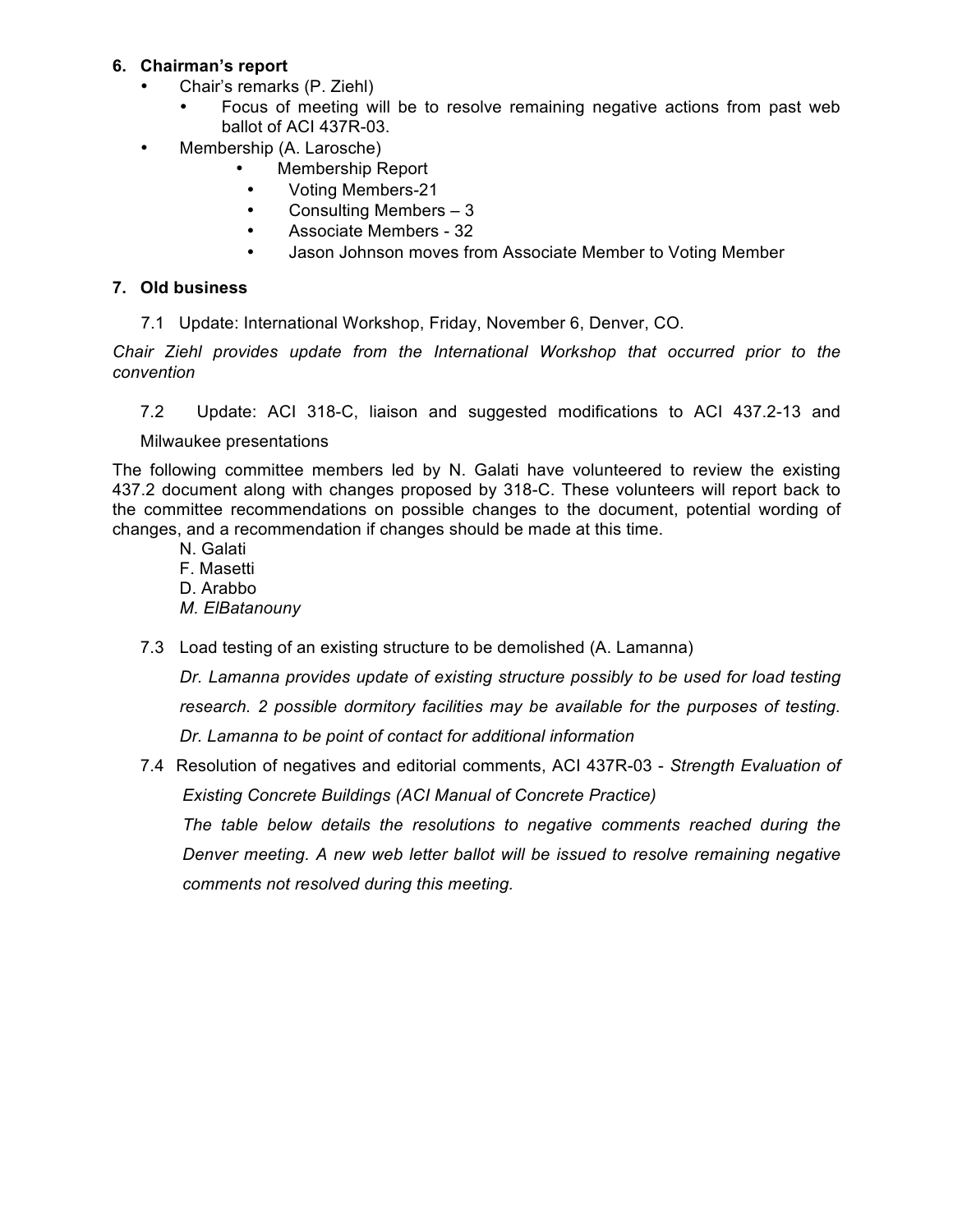### 6. Chairman's report

- Chair's remarks (P. Ziehl)
  - Focus of meeting will be to resolve remaining negative actions from past web ballot of ACI 437R-03.
- Membership (A. Larosche)
  - Membership Report
    - Voting Members-21
    - Consulting Members – 3
    - Associate Members - 32
    - Jason Johnson moves from Associate Member to Voting Member

### 7. Old business

7.1 Update: International Workshop, Friday, November 6, Denver, CO.

*Chair Ziehl provides update from the International Workshop that occurred prior to the convention*

7.2 Update: ACI 318-C, liaison and suggested modifications to ACI 437.2-13 and Milwaukee presentations

The following committee members led by N. Galati have volunteered to review the existing 437.2 document along with changes proposed by 318-C. These volunteers will report back to the committee recommendations on possible changes to the document, potential wording of changes, and a recommendation if changes should be made at this time.

N. Galati
F. Masetti
D. Arabbo
*M. ElBatanouny*

7.3 Load testing of an existing structure to be demolished (A. Lamanna)

*Dr. Lamanna provides update of existing structure possibly to be used for load testing research. 2 possible dormitory facilities may be available for the purposes of testing. Dr. Lamanna to be point of contact for additional information*

7.4 Resolution of negatives and editorial comments, ACI 437R-03 - *Strength Evaluation of Existing Concrete Buildings (ACI Manual of Concrete Practice)*

*The table below details the resolutions to negative comments reached during the Denver meeting. A new web letter ballot will be issued to resolve remaining negative comments not resolved during this meeting.*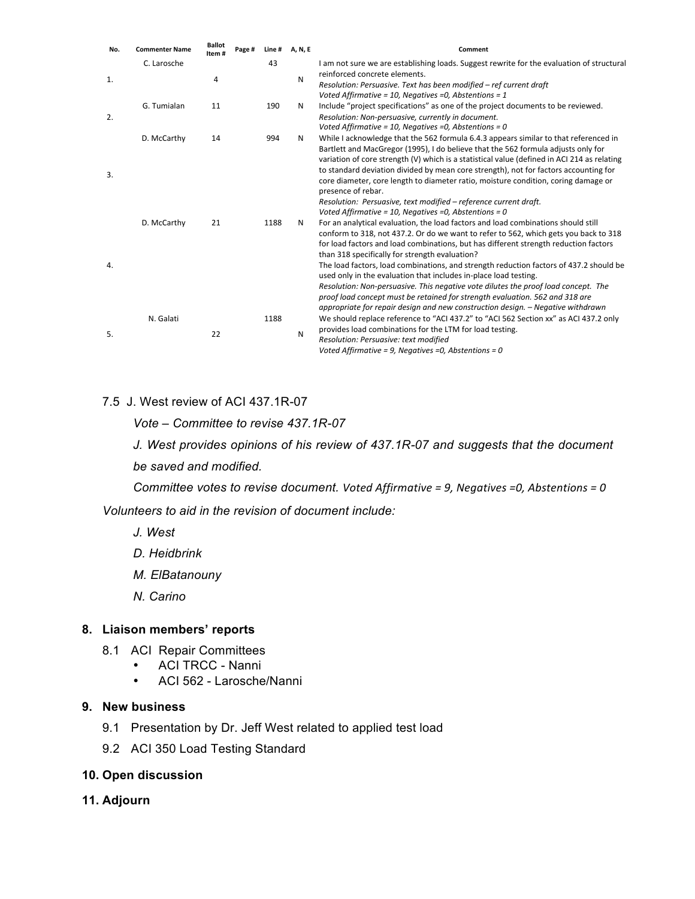| No. | Commenter Name | Ballot Item # | Page # | Line # | A, N, E | Comment |
|---|---|---|---|---|---|---|
| 1. | C. Larosche | 4 | | 43 | N | I am not sure we are establishing loads. Suggest rewrite for the evaluation of structural reinforced concrete elements. *Resolution: Persuasive. Text has been modified – ref current draft* *Voted Affirmative = 10, Negatives =0, Abstentions = 1* |
| 2. | G. Tumialan | 11 | | 190 | N | Include "project specifications" as one of the project documents to be reviewed. *Resolution: Non-persuasive, currently in document.* *Voted Affirmative = 10, Negatives =0, Abstentions = 0* |
| 3. | D. McCarthy | 14 | | 994 | N | While I acknowledge that the 562 formula 6.4.3 appears similar to that referenced in Bartlett and MacGregor (1995), I do believe that the 562 formula adjusts only for variation of core strength (V) which is a statistical value (defined in ACI 214 as relating to standard deviation divided by mean core strength), not for factors accounting for core diameter, core length to diameter ratio, moisture condition, coring damage or presence of rebar. *Resolution: Persuasive, text modified – reference current draft.* *Voted Affirmative = 10, Negatives =0, Abstentions = 0* |
| 4. | D. McCarthy | 21 | | 1188 | N | For an analytical evaluation, the load factors and load combinations should still conform to 318, not 437.2. Or do we want to refer to 562, which gets you back to 318 for load factors and load combinations, but has different strength reduction factors than 318 specifically for strength evaluation? The load factors, load combinations, and strength reduction factors of 437.2 should be used only in the evaluation that includes in-place load testing. *Resolution: Non-persuasive. This negative vote dilutes the proof load concept. The proof load concept must be retained for strength evaluation. 562 and 318 are appropriate for repair design and new construction design. – Negative withdrawn* |
| 5. | N. Galati | 22 | | 1188 | N | We should replace reference to "ACI 437.2" to "ACI 562 Section xx" as ACI 437.2 only provides load combinations for the LTM for load testing. *Resolution: Persuasive: text modified* *Voted Affirmative = 9, Negatives =0, Abstentions = 0* |

7.5 J. West review of ACI 437.1R-07

*Vote – Committee to revise 437.1R-07*

*J. West provides opinions of his review of 437.1R-07 and suggests that the document be saved and modified.*

*Committee votes to revise document. Voted Affirmative = 9, Negatives =0, Abstentions = 0*

*Volunteers to aid in the revision of document include:*

*J. West*

*D. Heidbrink*

*M. ElBatanouny*

*N. Carino*

## 8. Liaison members' reports

8.1 ACI Repair Committees

- ACI TRCC - Nanni
- ACI 562 - Larosche/Nanni

## 9. New business

9.1 Presentation by Dr. Jeff West related to applied test load

9.2 ACI 350 Load Testing Standard

## 10. Open discussion

## 11. Adjourn